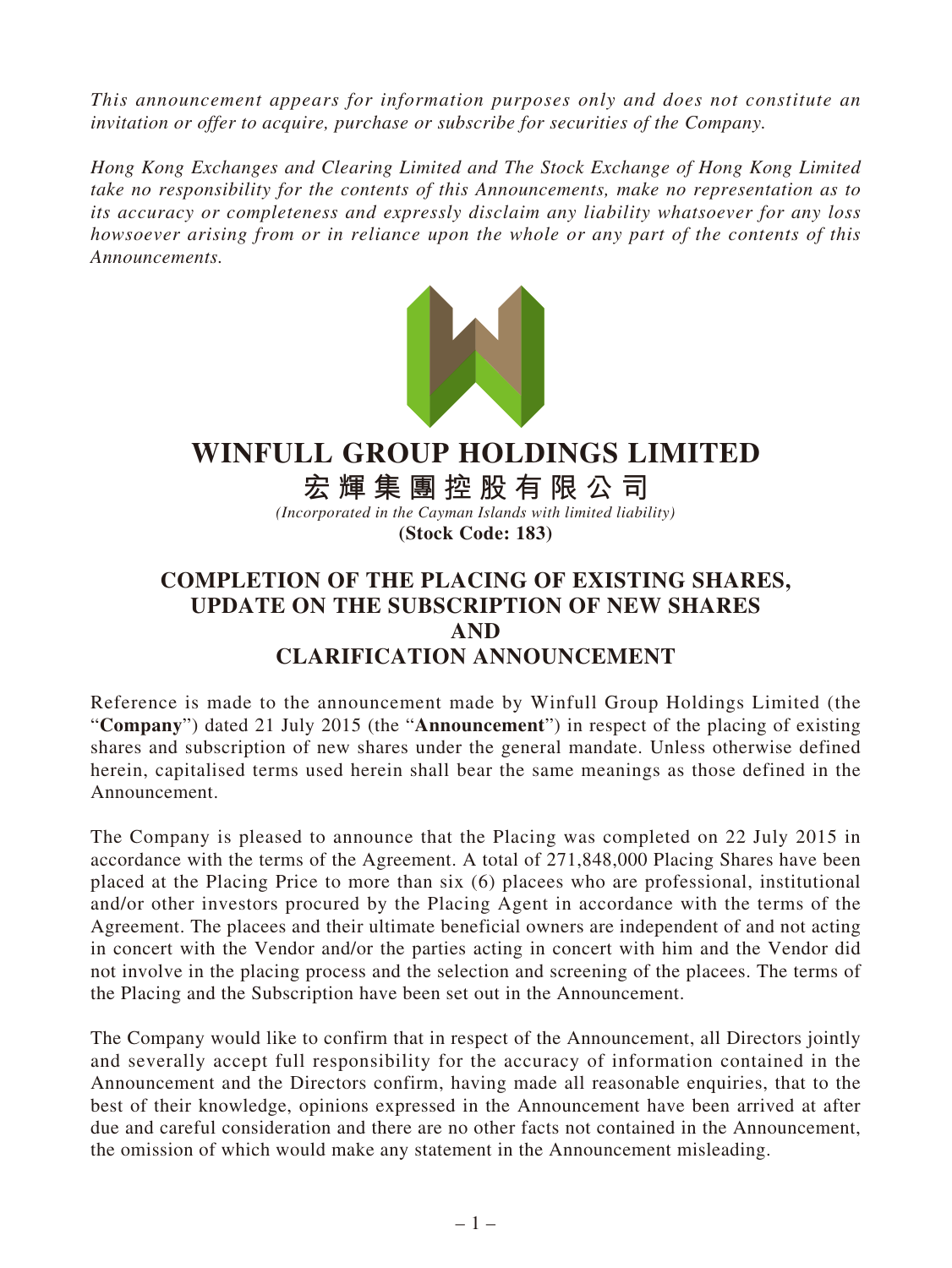*This announcement appears for information purposes only and does not constitute an invitation or offer to acquire, purchase or subscribe for securities of the Company.*

*Hong Kong Exchanges and Clearing Limited and The Stock Exchange of Hong Kong Limited take no responsibility for the contents of this Announcements, make no representation as to its accuracy or completeness and expressly disclaim any liability whatsoever for any loss howsoever arising from or in reliance upon the whole or any part of the contents of this Announcements.*

# WINFULL GROUP HOLDINGS LIMITED

# 宏輝集團控股有限公司

*(Incorporated in the Cayman Islands with limited liability)*

**(Stock Code: 183)**

## COMPLETION OF THE PLACING OF EXISTING SHARES, UPDATE ON THE SUBSCRIPTION OF NEW SHARES AND CLARIFICATION ANNOUNCEMENT

Reference is made to the announcement made by Winfull Group Holdings Limited (the "**Company**") dated 21 July 2015 (the "**Announcement**") in respect of the placing of existing shares and subscription of new shares under the general mandate. Unless otherwise defined herein, capitalised terms used herein shall bear the same meanings as those defined in the Announcement.

The Company is pleased to announce that the Placing was completed on 22 July 2015 in accordance with the terms of the Agreement. A total of 271,848,000 Placing Shares have been placed at the Placing Price to more than six (6) placees who are professional, institutional and/or other investors procured by the Placing Agent in accordance with the terms of the Agreement. The placees and their ultimate beneficial owners are independent of and not acting in concert with the Vendor and/or the parties acting in concert with him and the Vendor did not involve in the placing process and the selection and screening of the placees. The terms of the Placing and the Subscription have been set out in the Announcement.

The Company would like to confirm that in respect of the Announcement, all Directors jointly and severally accept full responsibility for the accuracy of information contained in the Announcement and the Directors confirm, having made all reasonable enquiries, that to the best of their knowledge, opinions expressed in the Announcement have been arrived at after due and careful consideration and there are no other facts not contained in the Announcement, the omission of which would make any statement in the Announcement misleading.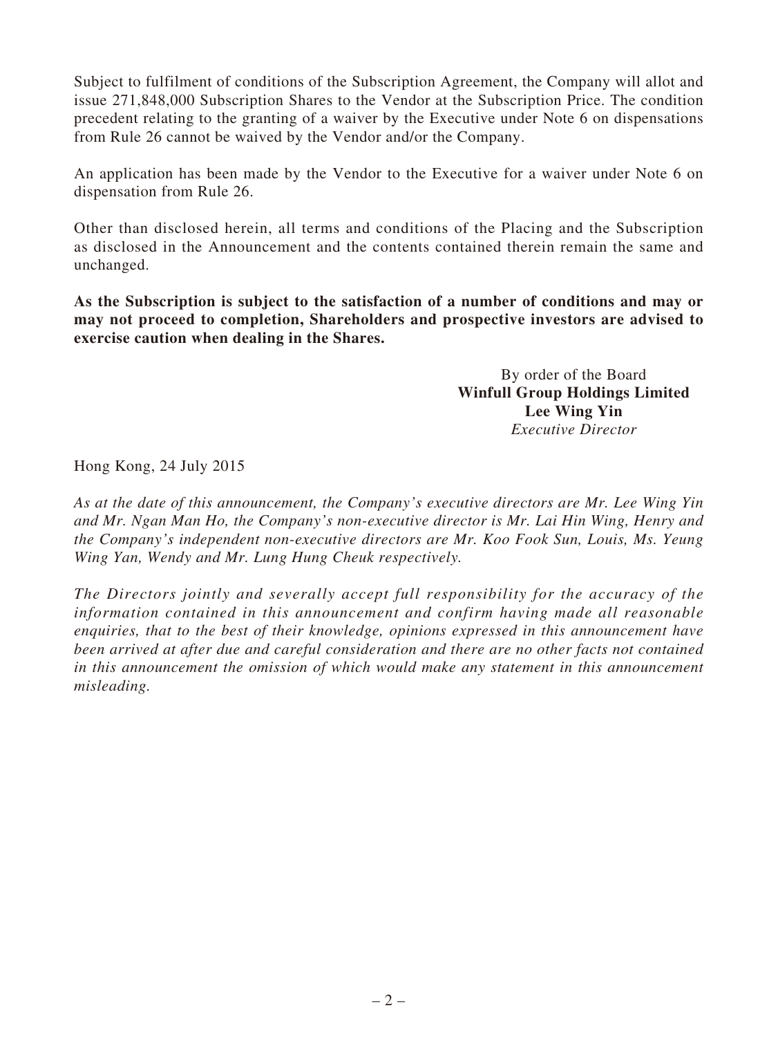Subject to fulfilment of conditions of the Subscription Agreement, the Company will allot and issue 271,848,000 Subscription Shares to the Vendor at the Subscription Price. The condition precedent relating to the granting of a waiver by the Executive under Note 6 on dispensations from Rule 26 cannot be waived by the Vendor and/or the Company.

An application has been made by the Vendor to the Executive for a waiver under Note 6 on dispensation from Rule 26.

Other than disclosed herein, all terms and conditions of the Placing and the Subscription as disclosed in the Announcement and the contents contained therein remain the same and unchanged.

**As the Subscription is subject to the satisfaction of a number of conditions and may or may not proceed to completion, Shareholders and prospective investors are advised to exercise caution when dealing in the Shares.**

By order of the Board
**Winfull Group Holdings Limited**
**Lee Wing Yin**
*Executive Director*

Hong Kong, 24 July 2015

*As at the date of this announcement, the Company's executive directors are Mr. Lee Wing Yin and Mr. Ngan Man Ho, the Company's non-executive director is Mr. Lai Hin Wing, Henry and the Company's independent non-executive directors are Mr. Koo Fook Sun, Louis, Ms. Yeung Wing Yan, Wendy and Mr. Lung Hung Cheuk respectively.*

*The Directors jointly and severally accept full responsibility for the accuracy of the information contained in this announcement and confirm having made all reasonable enquiries, that to the best of their knowledge, opinions expressed in this announcement have been arrived at after due and careful consideration and there are no other facts not contained in this announcement the omission of which would make any statement in this announcement misleading.*